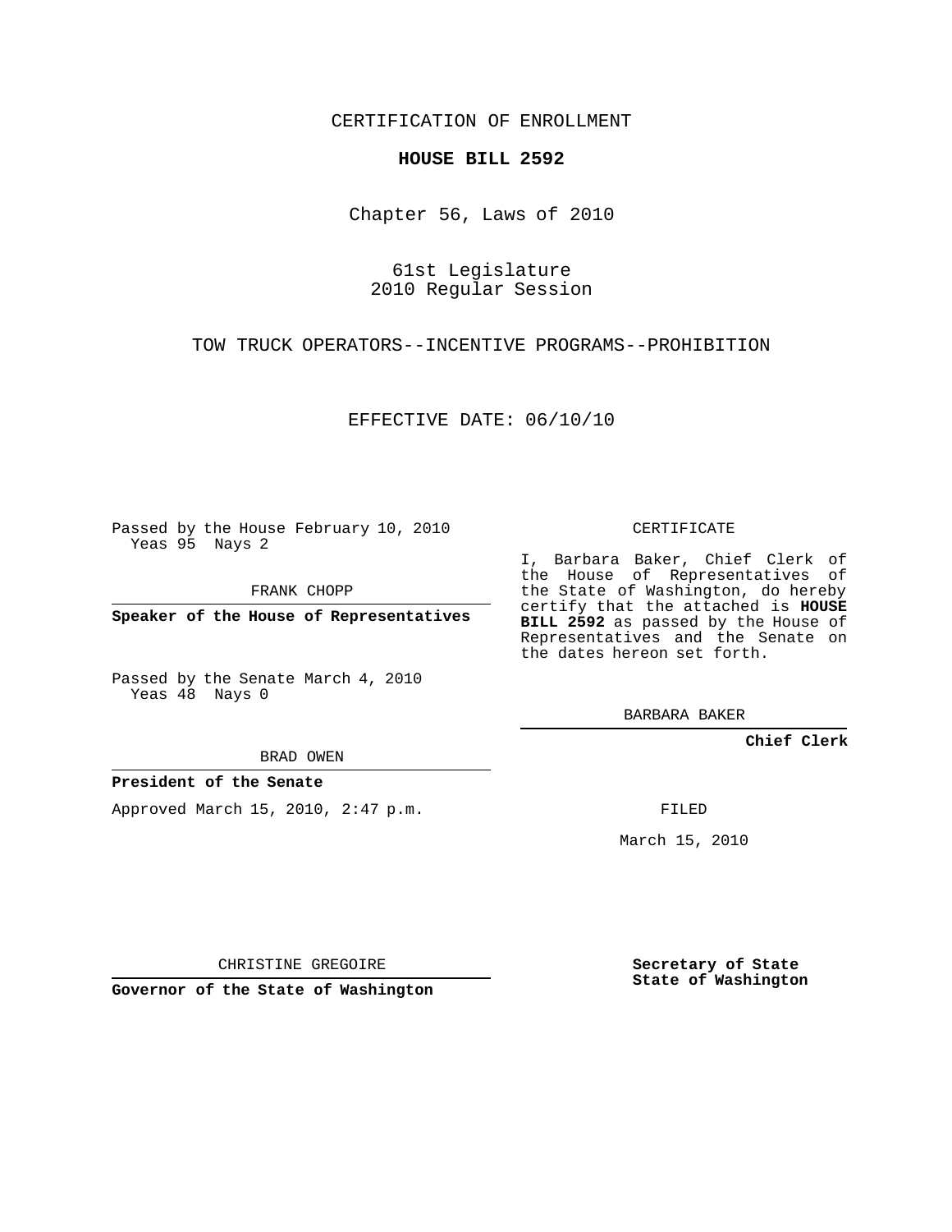CERTIFICATION OF ENROLLMENT

**HOUSE BILL 2592**

Chapter 56, Laws of 2010

61st Legislature
2010 Regular Session

TOW TRUCK OPERATORS--INCENTIVE PROGRAMS--PROHIBITION

EFFECTIVE DATE: 06/10/10

Passed by the House February 10, 2010
Yeas 95 Nays 2

FRANK CHOPP

**Speaker of the House of Representatives**

Passed by the Senate March 4, 2010
Yeas 48 Nays 0

BRAD OWEN

**President of the Senate**

Approved March 15, 2010, 2:47 p.m.

CHRISTINE GREGOIRE

**Governor of the State of Washington**

CERTIFICATE

I, Barbara Baker, Chief Clerk of the House of Representatives of the State of Washington, do hereby certify that the attached is **HOUSE BILL 2592** as passed by the House of Representatives and the Senate on the dates hereon set forth.

BARBARA BAKER

**Chief Clerk**

FILED

March 15, 2010

**Secretary of State**
**State of Washington**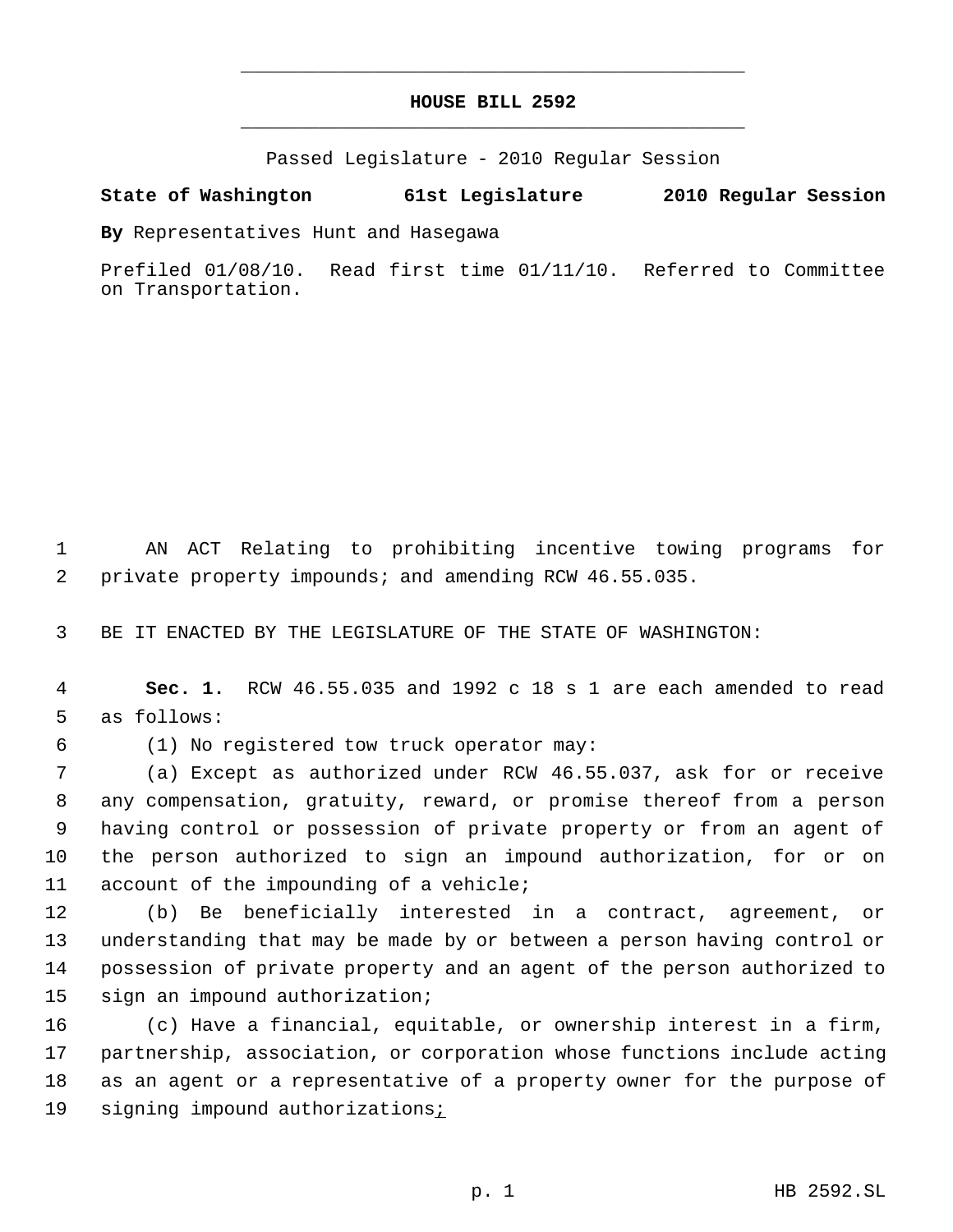# HOUSE BILL 2592

Passed Legislature - 2010 Regular Session

**State of Washington 61st Legislature 2010 Regular Session**

**By** Representatives Hunt and Hasegawa

Prefiled 01/08/10. Read first time 01/11/10. Referred to Committee on Transportation.

1 AN ACT Relating to prohibiting incentive towing programs for
2 private property impounds; and amending RCW 46.55.035.

3 BE IT ENACTED BY THE LEGISLATURE OF THE STATE OF WASHINGTON:

4 **Sec. 1.** RCW 46.55.035 and 1992 c 18 s 1 are each amended to read
5 as follows:

6 (1) No registered tow truck operator may:

7 (a) Except as authorized under RCW 46.55.037, ask for or receive
8 any compensation, gratuity, reward, or promise thereof from a person
9 having control or possession of private property or from an agent of
10 the person authorized to sign an impound authorization, for or on
11 account of the impounding of a vehicle;

12 (b) Be beneficially interested in a contract, agreement, or
13 understanding that may be made by or between a person having control or
14 possession of private property and an agent of the person authorized to
15 sign an impound authorization;

16 (c) Have a financial, equitable, or ownership interest in a firm,
17 partnership, association, or corporation whose functions include acting
18 as an agent or a representative of a property owner for the purpose of
19 signing impound authorizations<u>;</u>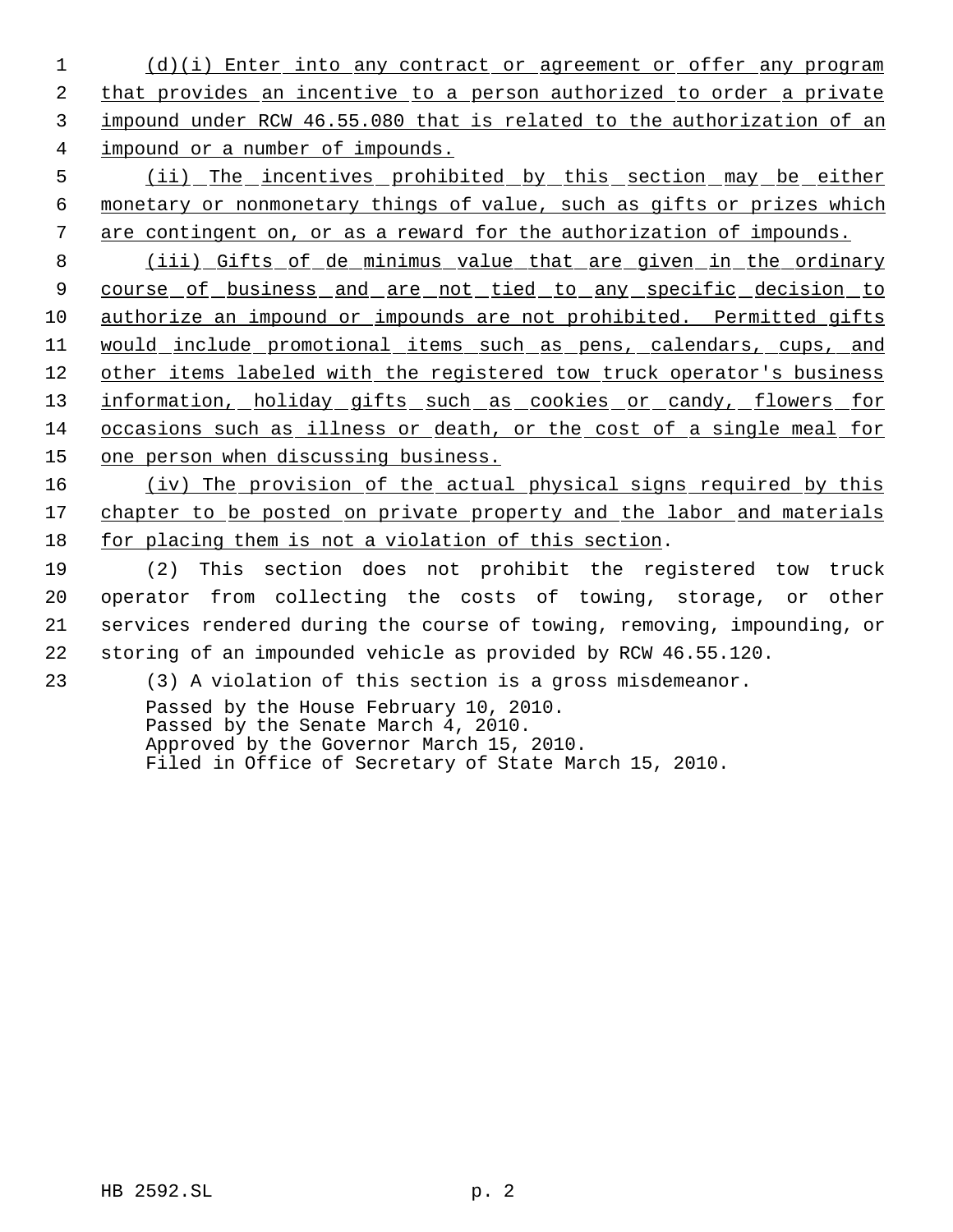(d)(i) Enter into any contract or agreement or offer any program that provides an incentive to a person authorized to order a private impound under RCW 46.55.080 that is related to the authorization of an impound or a number of impounds.

(ii) The incentives prohibited by this section may be either monetary or nonmonetary things of value, such as gifts or prizes which are contingent on, or as a reward for the authorization of impounds.

(iii) Gifts of de minimus value that are given in the ordinary course of business and are not tied to any specific decision to authorize an impound or impounds are not prohibited. Permitted gifts would include promotional items such as pens, calendars, cups, and other items labeled with the registered tow truck operator's business information, holiday gifts such as cookies or candy, flowers for occasions such as illness or death, or the cost of a single meal for one person when discussing business.

(iv) The provision of the actual physical signs required by this chapter to be posted on private property and the labor and materials for placing them is not a violation of this section.

(2) This section does not prohibit the registered tow truck operator from collecting the costs of towing, storage, or other services rendered during the course of towing, removing, impounding, or storing of an impounded vehicle as provided by RCW 46.55.120.

(3) A violation of this section is a gross misdemeanor.

Passed by the House February 10, 2010.
Passed by the Senate March 4, 2010.
Approved by the Governor March 15, 2010.
Filed in Office of Secretary of State March 15, 2010.